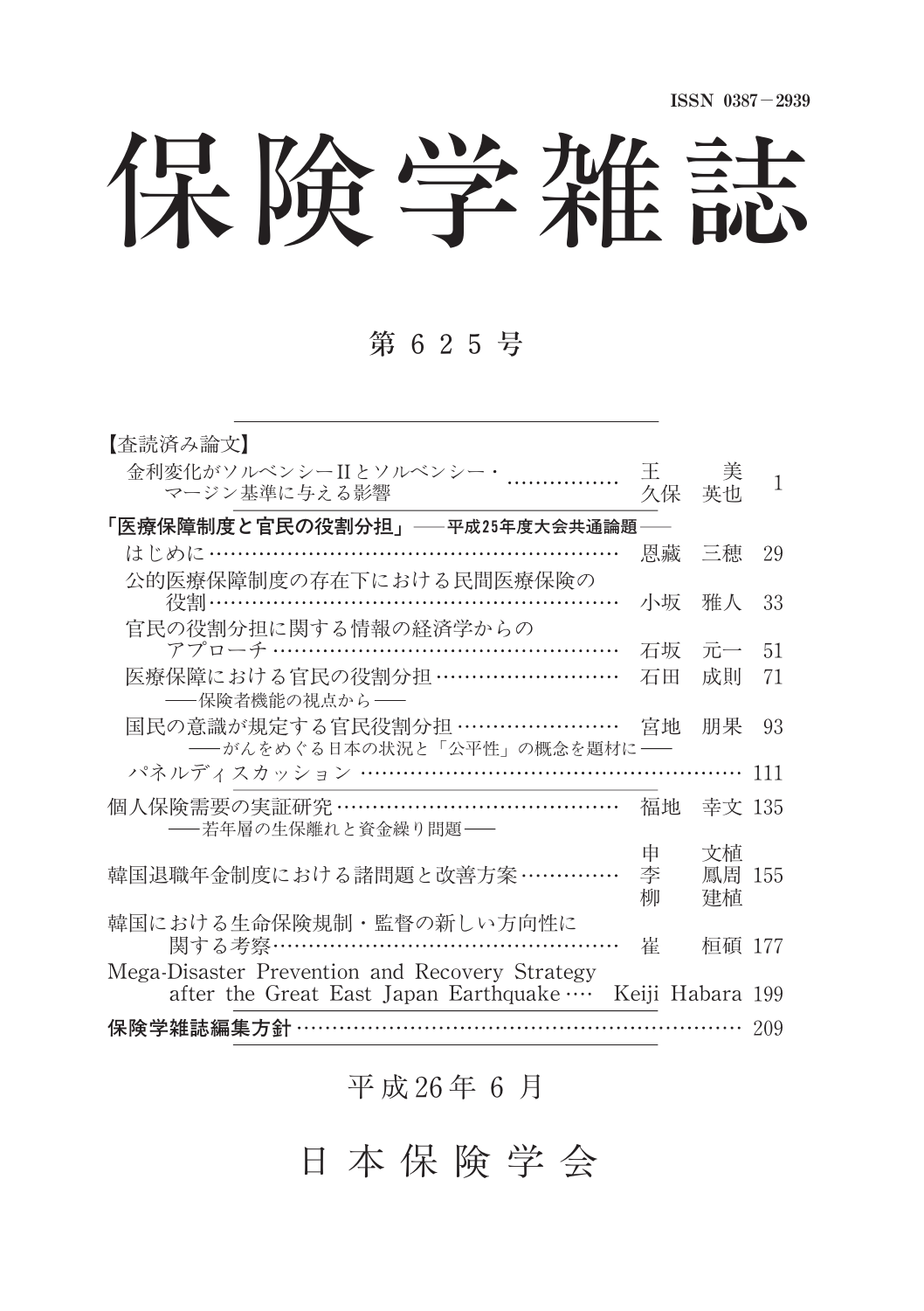ISSN 0387－2939

# 保険学雑誌

## 第 625 号

【査読済み論文】

- 金利変化がソルベンシーⅡとソルベンシー・マージン基準に与える影響 ……………… 王　美／久保　英也 1

**「医療保障制度と官民の役割分担」** ――**平成25年度大会共通論題**――

- はじめに ……………………………………………………… 恩藏　三穂 29
- 公的医療保障制度の存在下における民間医療保険の役割 ……………………………………………………… 小坂　雅人 33
- 官民の役割分担に関する情報の経済学からのアプローチ …………………………………………… 石坂　元一 51
- 医療保障における官民の役割分担 ……………………… 石田　成則 71
  ――保険者機能の視点から――
- 国民の意識が規定する官民役割分担 …………………… 宮地　朋果 93
  ――がんをめぐる日本の状況と「公平性」の概念を題材に――
- パネルディスカッション ………………………………………………… 111

- 個人保険需要の実証研究 …………………………………… 福地　幸文 135
  ――若年層の生保離れと資金繰り問題――
- 韓国退職年金制度における諸問題と改善方案 …………… 申　文植／李　鳳周／柳　建植 155
- 韓国における生命保険規制・監督の新しい方向性に関する考察 ……………………………………………… 崔　桓碩 177
- Mega-Disaster Prevention and Recovery Strategy after the Great East Japan Earthquake …… Keiji Habara 199

**保険学雑誌編集方針** ………………………………………………………… 209

平成26年 6 月

日 本 保 険 学 会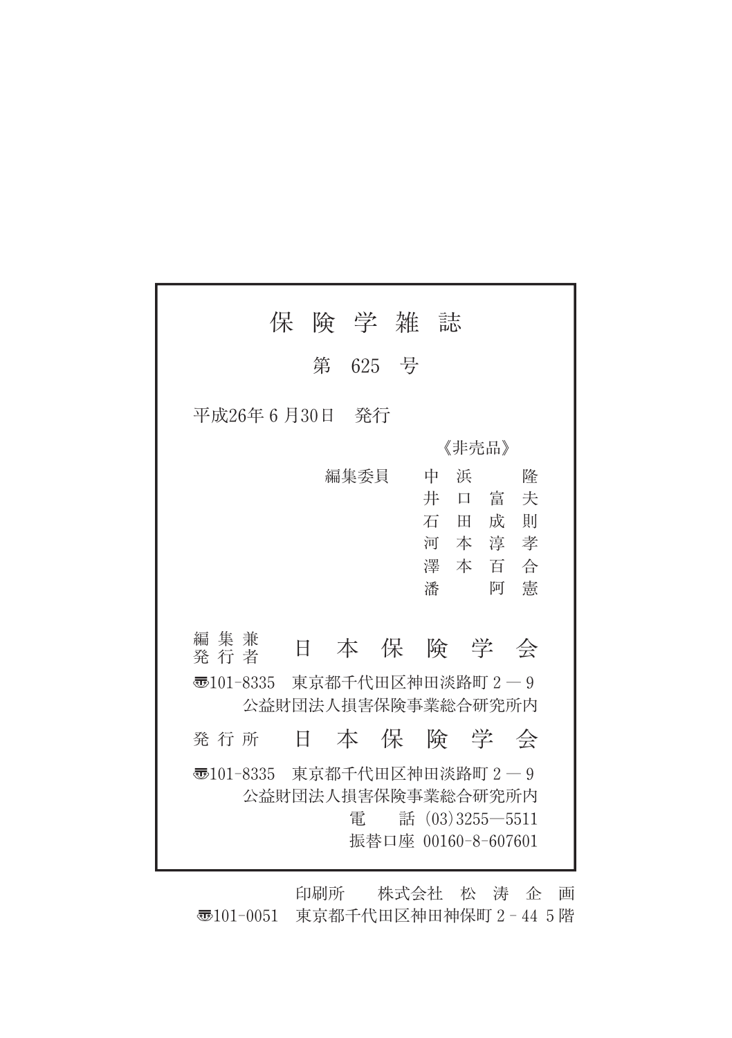# 保険学雑誌

## 第 625 号

平成26年 6 月30日　発行

《非売品》

編集委員　中浜　隆  
井口富夫  
石田成則  
河本淳孝  
澤本百合  
潘　阿憲

編集兼発行者　日本保険学会

〒101-8335　東京都千代田区神田淡路町２－９  
公益財団法人損害保険事業総合研究所内

発行所　日本保険学会

〒101-8335　東京都千代田区神田淡路町２－９  
公益財団法人損害保険事業総合研究所内  
電　話 (03)3255―5511  
振替口座 00160-8-607601

印刷所　株式会社　松濤企画  
〒101-0051　東京都千代田区神田神保町２－44 ５階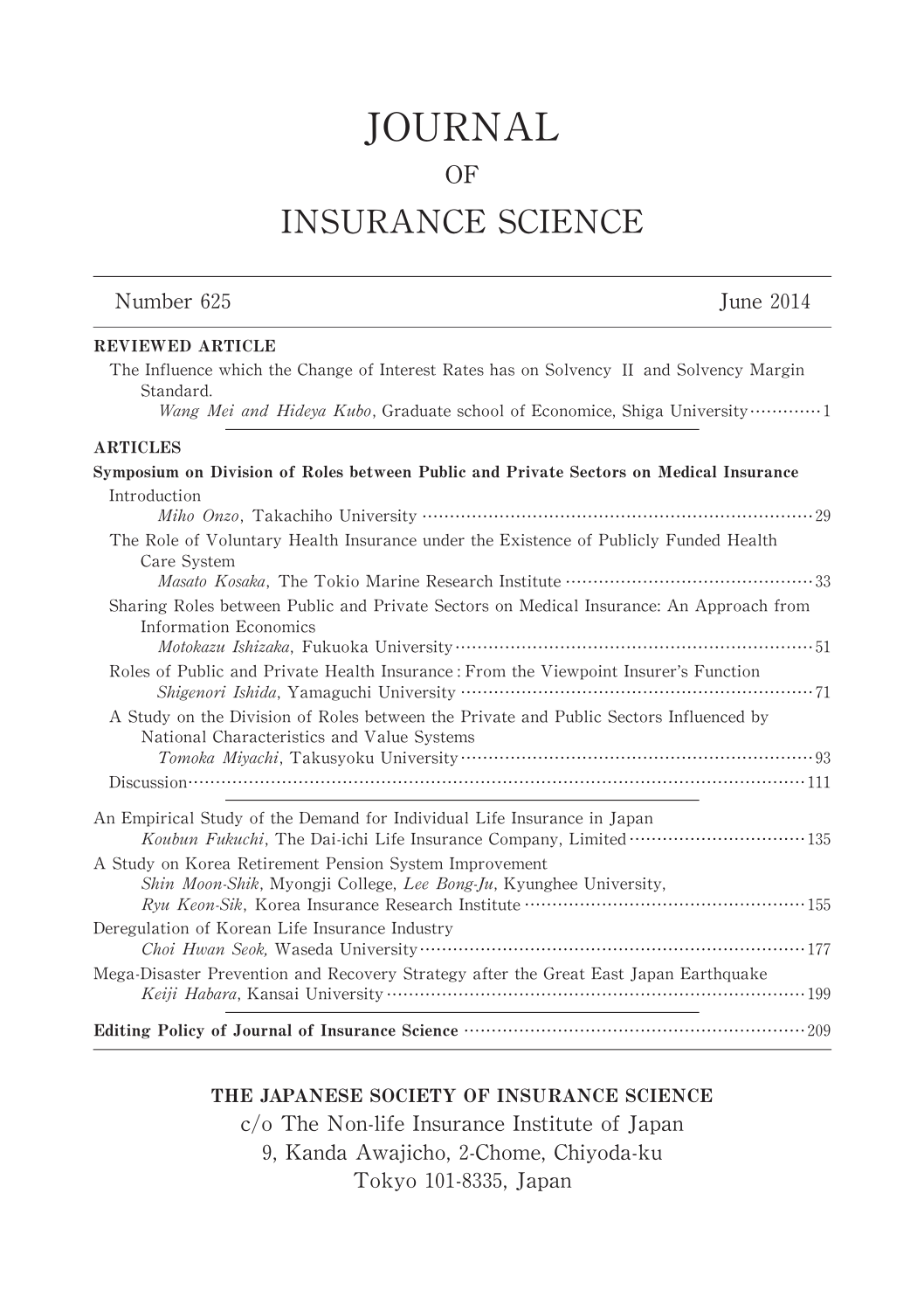# JOURNAL
## OF
# INSURANCE SCIENCE

Number 625 June 2014

**REVIEWED ARTICLE**

The Influence which the Change of Interest Rates has on Solvency II and Solvency Margin Standard.
*Wang Mei and Hideya Kubo*, Graduate school of Economice, Shiga University ············ 1

**ARTICLES**

**Symposium on Division of Roles between Public and Private Sectors on Medical Insurance**

Introduction
*Miho Onzo*, Takachiho University ········································································ 29

The Role of Voluntary Health Insurance under the Existence of Publicly Funded Health Care System
*Masato Kosaka*, The Tokio Marine Research Institute ············································ 33

Sharing Roles between Public and Private Sectors on Medical Insurance: An Approach from Information Economics
*Motokazu Ishizaka*, Fukuoka University ································································· 51

Roles of Public and Private Health Insurance : From the Viewpoint Insurer's Function
*Shigenori Ishida*, Yamaguchi University ································································ 71

A Study on the Division of Roles between the Private and Public Sectors Influenced by National Characteristics and Value Systems
*Tomoka Miyachi*, Takusyoku University ································································ 93

Discussion·································································································· 111

An Empirical Study of the Demand for Individual Life Insurance in Japan
*Koubun Fukuchi*, The Dai-ichi Life Insurance Company, Limited ································ 135

A Study on Korea Retirement Pension System Improvement
*Shin Moon-Shik*, Myongji College, *Lee Bong-Ju*, Kyunghee University,
*Ryu Keon-Sik*, Korea Insurance Research Institute ················································ 155

Deregulation of Korean Life Insurance Industry
*Choi Hwan Seok,* Waseda University ···································································· 177

Mega-Disaster Prevention and Recovery Strategy after the Great East Japan Earthquake
*Keiji Habara*, Kansai University ·········································································· 199

**Editing Policy of Journal of Insurance Science** ··························································· 209

**THE JAPANESE SOCIETY OF INSURANCE SCIENCE**
c/o The Non-life Insurance Institute of Japan
9, Kanda Awajicho, 2-Chome, Chiyoda-ku
Tokyo 101-8335, Japan